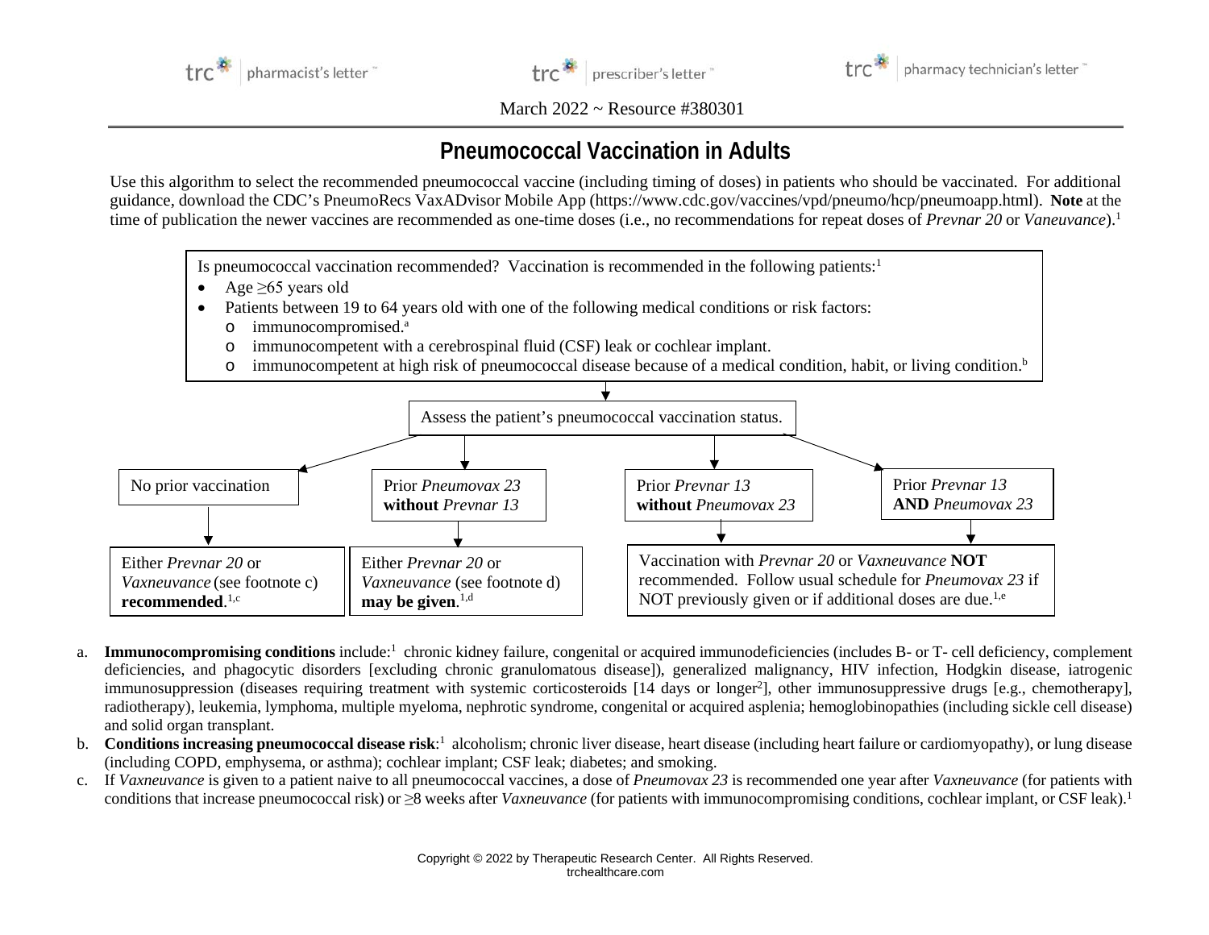March 2022 ~ Resource #380301

# Pneumococcal Vaccination in Adults

Use this algorithm to select the recommended pneumococcal vaccine (including timing of doses) in patients who should be vaccinated. For additional guidance, download the CDC's PneumoRecs VaxADvisor Mobile App (https://www.cdc.gov/vaccines/vpd/pneumo/hcp/pneumoapp.html). **Note** at the time of publication the newer vaccines are recommended as one-time doses (i.e., no recommendations for repeat doses of *Prevnar 20* or *Vaneuvance*).[1]

Is pneumococcal vaccination recommended? Vaccination is recommended in the following patients:[1]

- Age ≥65 years old
- Patients between 19 to 64 years old with one of the following medical conditions or risk factors:
  - immunocompromised.[a]
  - immunocompetent with a cerebrospinal fluid (CSF) leak or cochlear implant.
  - immunocompetent at high risk of pneumococcal disease because of a medical condition, habit, or living condition.[b]

↓

Assess the patient's pneumococcal vaccination status.

- **No prior vaccination** → Either *Prevnar 20* or *Vaxneuvance* (see footnote c) **recommended**.[1,c]
- **Prior *Pneumovax 23* without *Prevnar 13*** → Either *Prevnar 20* or *Vaxneuvance* (see footnote d) **may be given**.[1,d]
- **Prior *Prevnar 13* without *Pneumovax 23*** → Vaccination with *Prevnar 20* or *Vaxneuvance* **NOT** recommended. Follow usual schedule for *Pneumovax 23* if NOT previously given or if additional doses are due.[1,e]
- **Prior *Prevnar 13* AND *Pneumovax 23*** → Vaccination with *Prevnar 20* or *Vaxneuvance* **NOT** recommended. Follow usual schedule for *Pneumovax 23* if NOT previously given or if additional doses are due.[1,e]

a. **Immunocompromising conditions** include:[1] chronic kidney failure, congenital or acquired immunodeficiencies (includes B- or T- cell deficiency, complement deficiencies, and phagocytic disorders [excluding chronic granulomatous disease]), generalized malignancy, HIV infection, Hodgkin disease, iatrogenic immunosuppression (diseases requiring treatment with systemic corticosteroids [14 days or longer[2]], other immunosuppressive drugs [e.g., chemotherapy], radiotherapy), leukemia, lymphoma, multiple myeloma, nephrotic syndrome, congenital or acquired asplenia; hemoglobinopathies (including sickle cell disease) and solid organ transplant.

b. **Conditions increasing pneumococcal disease risk**:[1] alcoholism; chronic liver disease, heart disease (including heart failure or cardiomyopathy), or lung disease (including COPD, emphysema, or asthma); cochlear implant; CSF leak; diabetes; and smoking.

c. If *Vaxneuvance* is given to a patient naive to all pneumococcal vaccines, a dose of *Pneumovax 23* is recommended one year after *Vaxneuvance* (for patients with conditions that increase pneumococcal risk) or ≥8 weeks after *Vaxneuvance* (for patients with immunocompromising conditions, cochlear implant, or CSF leak).[1]

Copyright © 2022 by Therapeutic Research Center. All Rights Reserved.
trchealthcare.com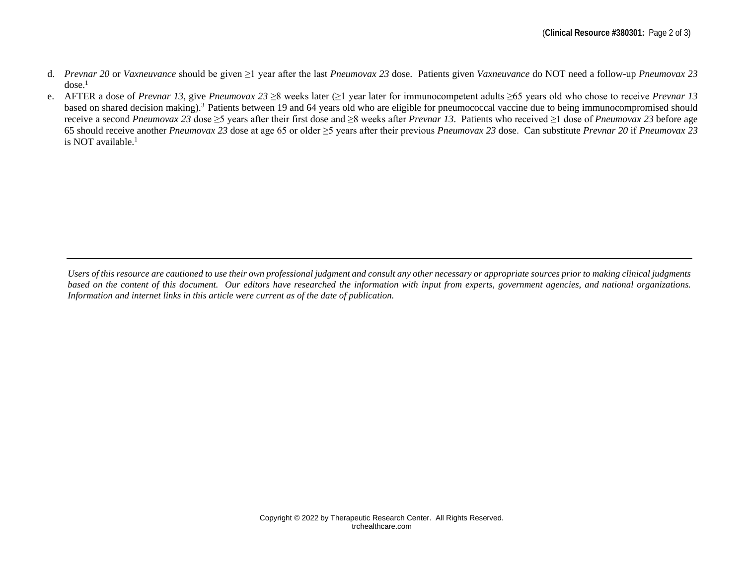d. *Prevnar 20* or *Vaxneuvance* should be given ≥1 year after the last *Pneumovax 23* dose. Patients given *Vaxneuvance* do NOT need a follow-up *Pneumovax 23* dose.[1]

e. AFTER a dose of *Prevnar 13*, give *Pneumovax 23* ≥8 weeks later (≥1 year later for immunocompetent adults ≥65 years old who chose to receive *Prevnar 13* based on shared decision making).[3] Patients between 19 and 64 years old who are eligible for pneumococcal vaccine due to being immunocompromised should receive a second *Pneumovax 23* dose ≥5 years after their first dose and ≥8 weeks after *Prevnar 13*. Patients who received ≥1 dose of *Pneumovax 23* before age 65 should receive another *Pneumovax 23* dose at age 65 or older ≥5 years after their previous *Pneumovax 23* dose. Can substitute *Prevnar 20* if *Pneumovax 23* is NOT available.[1]

---

*Users of this resource are cautioned to use their own professional judgment and consult any other necessary or appropriate sources prior to making clinical judgments based on the content of this document. Our editors have researched the information with input from experts, government agencies, and national organizations. Information and internet links in this article were current as of the date of publication.*

Copyright © 2022 by Therapeutic Research Center. All Rights Reserved.
trchealthcare.com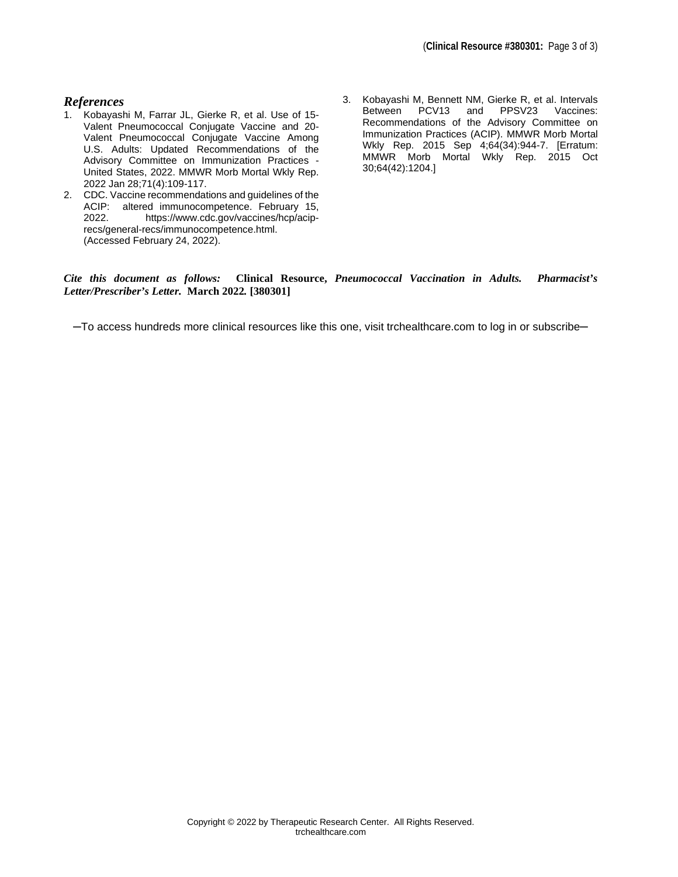## *References*

1. Kobayashi M, Farrar JL, Gierke R, et al. Use of 15-Valent Pneumococcal Conjugate Vaccine and 20-Valent Pneumococcal Conjugate Vaccine Among U.S. Adults: Updated Recommendations of the Advisory Committee on Immunization Practices - United States, 2022. MMWR Morb Mortal Wkly Rep. 2022 Jan 28;71(4):109-117.
2. CDC. Vaccine recommendations and guidelines of the ACIP: altered immunocompetence. February 15, 2022. https://www.cdc.gov/vaccines/hcp/acip-recs/general-recs/immunocompetence.html. (Accessed February 24, 2022).
3. Kobayashi M, Bennett NM, Gierke R, et al. Intervals Between PCV13 and PPSV23 Vaccines: Recommendations of the Advisory Committee on Immunization Practices (ACIP). MMWR Morb Mortal Wkly Rep. 2015 Sep 4;64(34):944-7. [Erratum: MMWR Morb Mortal Wkly Rep. 2015 Oct 30;64(42):1204.]

***Cite this document as follows:*** **Clinical Resource,** ***Pneumococcal Vaccination in Adults. Pharmacist's Letter/Prescriber's Letter.*** **March 2022. [380301]**

─To access hundreds more clinical resources like this one, visit trchealthcare.com to log in or subscribe─

Copyright © 2022 by Therapeutic Research Center. All Rights Reserved.
trchealthcare.com